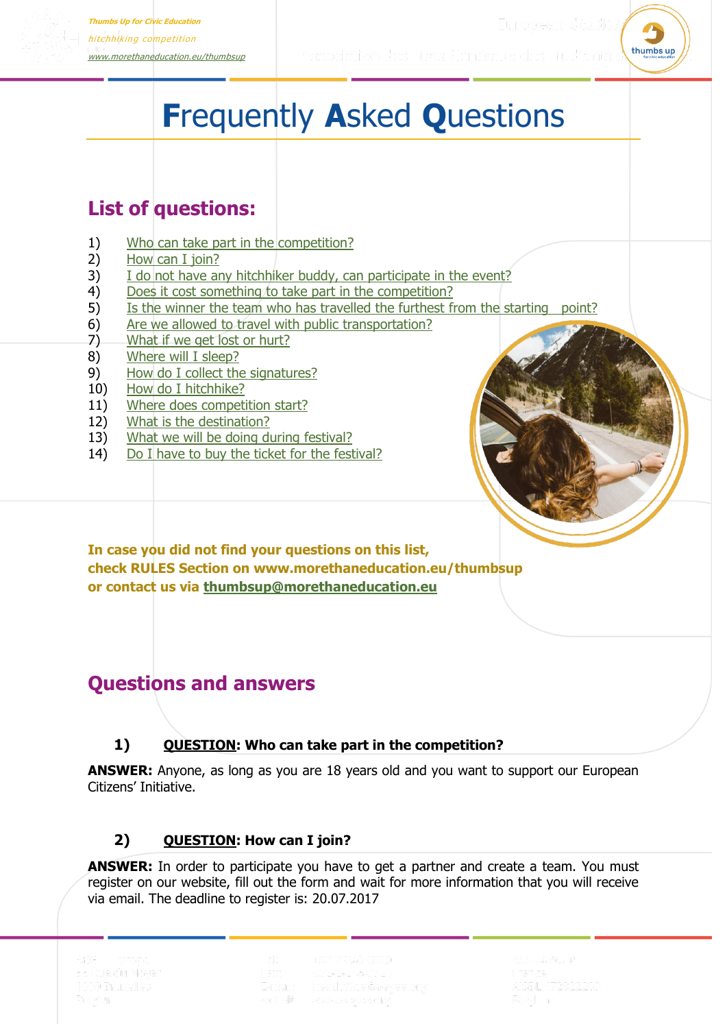# Frequently Asked Questions

## List of questions:

1) Who can take part in the competition?
2) How can I join?
3) I do not have any hitchhiker buddy, can participate in the event?
4) Does it cost something to take part in the competition?
5) Is the winner the team who has travelled the furthest from the starting point?
6) Are we allowed to travel with public transportation?
7) What if we get lost or hurt?
8) Where will I sleep?
9) How do I collect the signatures?
10) How do I hitchhike?
11) Where does competition start?
12) What is the destination?
13) What we will be doing during festival?
14) Do I have to buy the ticket for the festival?

**In case you did not find your questions on this list, check RULES Section on www.morethaneducation.eu/thumbsup or contact us via thumbsup@morethaneducation.eu**

## Questions and answers

### 1) QUESTION: Who can take part in the competition?

**ANSWER:** Anyone, as long as you are 18 years old and you want to support our European Citizens' Initiative.

### 2) QUESTION: How can I join?

**ANSWER:** In order to participate you have to get a partner and create a team. You must register on our website, fill out the form and wait for more information that you will receive via email. The deadline to register is: 20.07.2017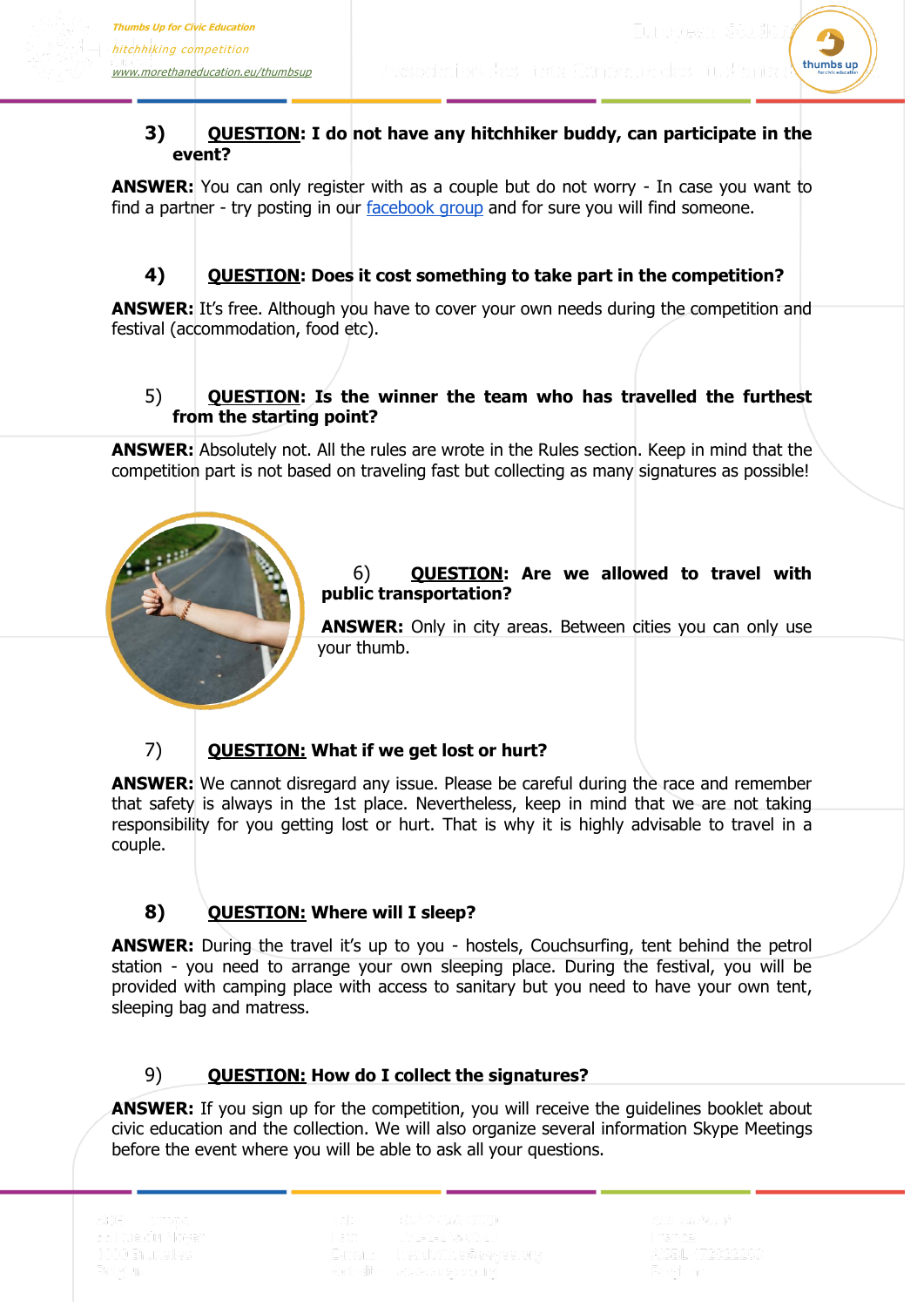3) **QUESTION: I do not have any hitchhiker buddy, can participate in the event?**

**ANSWER:** You can only register with as a couple but do not worry - In case you want to find a partner - try posting in our facebook group and for sure you will find someone.

4) **QUESTION: Does it cost something to take part in the competition?**

**ANSWER:** It's free. Although you have to cover your own needs during the competition and festival (accommodation, food etc).

5) **QUESTION: Is the winner the team who has travelled the furthest from the starting point?**

**ANSWER:** Absolutely not. All the rules are wrote in the Rules section. Keep in mind that the competition part is not based on traveling fast but collecting as many signatures as possible!

6) **QUESTION: Are we allowed to travel with public transportation?**

**ANSWER:** Only in city areas. Between cities you can only use your thumb.

7) **QUESTION: What if we get lost or hurt?**

**ANSWER:** We cannot disregard any issue. Please be careful during the race and remember that safety is always in the 1st place. Nevertheless, keep in mind that we are not taking responsibility for you getting lost or hurt. That is why it is highly advisable to travel in a couple.

8) **QUESTION: Where will I sleep?**

**ANSWER:** During the travel it's up to you - hostels, Couchsurfing, tent behind the petrol station - you need to arrange your own sleeping place. During the festival, you will be provided with camping place with access to sanitary but you need to have your own tent, sleeping bag and matress.

9) **QUESTION: How do I collect the signatures?**

**ANSWER:** If you sign up for the competition, you will receive the guidelines booklet about civic education and the collection. We will also organize several information Skype Meetings before the event where you will be able to ask all your questions.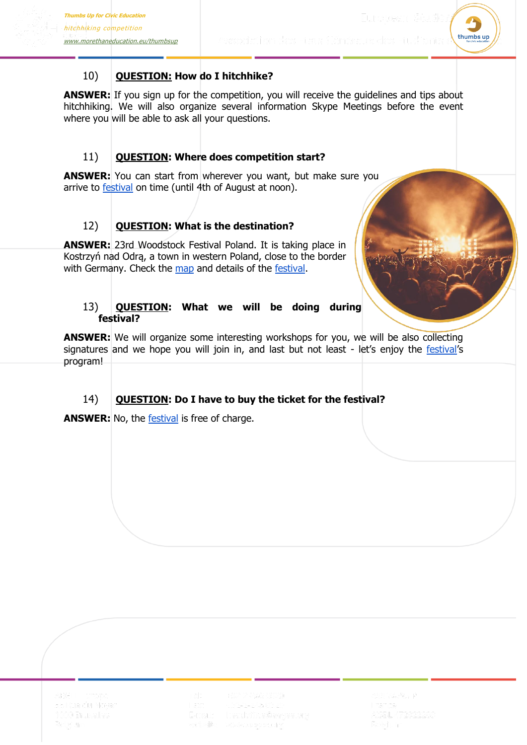10) **QUESTION: How do I hitchhike?**

**ANSWER:** If you sign up for the competition, you will receive the guidelines and tips about hitchhiking. We will also organize several information Skype Meetings before the event where you will be able to ask all your questions.

11) **QUESTION: Where does competition start?**

**ANSWER:** You can start from wherever you want, but make sure you arrive to festival on time (until 4th of August at noon).

12) **QUESTION: What is the destination?**

**ANSWER:** 23rd Woodstock Festival Poland. It is taking place in Kostrzyń nad Odrą, a town in western Poland, close to the border with Germany. Check the map and details of the festival.

13) **QUESTION: What we will be doing during festival?**

**ANSWER:** We will organize some interesting workshops for you, we will be also collecting signatures and we hope you will join in, and last but not least - let's enjoy the festival's program!

14) **QUESTION: Do I have to buy the ticket for the festival?**

**ANSWER:** No, the festival is free of charge.